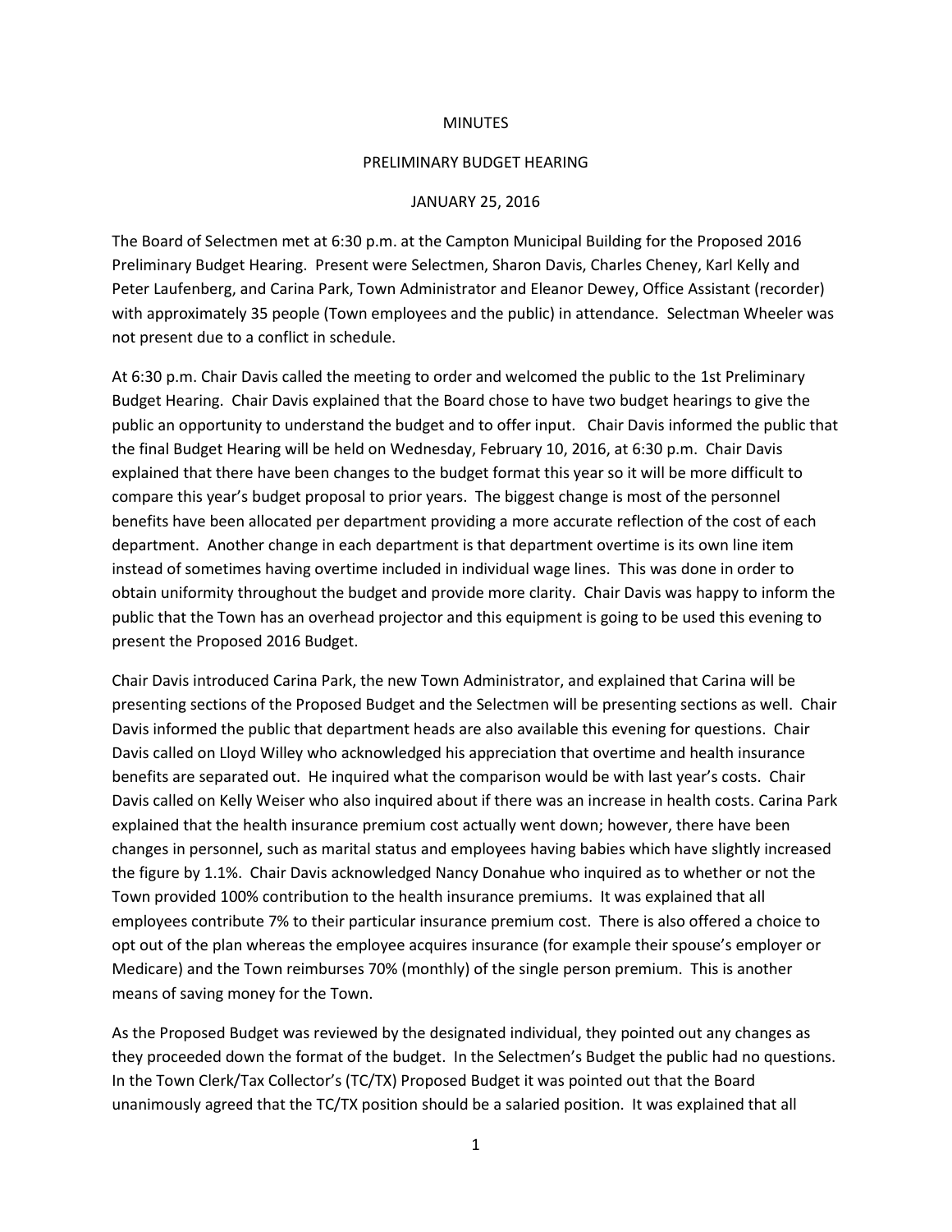# MINUTES

## PRELIMINARY BUDGET HEARING

## JANUARY 25, 2016

The Board of Selectmen met at 6:30 p.m. at the Campton Municipal Building for the Proposed 2016 Preliminary Budget Hearing. Present were Selectmen, Sharon Davis, Charles Cheney, Karl Kelly and Peter Laufenberg, and Carina Park, Town Administrator and Eleanor Dewey, Office Assistant (recorder) with approximately 35 people (Town employees and the public) in attendance. Selectman Wheeler was not present due to a conflict in schedule.

At 6:30 p.m. Chair Davis called the meeting to order and welcomed the public to the 1st Preliminary Budget Hearing. Chair Davis explained that the Board chose to have two budget hearings to give the public an opportunity to understand the budget and to offer input. Chair Davis informed the public that the final Budget Hearing will be held on Wednesday, February 10, 2016, at 6:30 p.m. Chair Davis explained that there have been changes to the budget format this year so it will be more difficult to compare this year's budget proposal to prior years. The biggest change is most of the personnel benefits have been allocated per department providing a more accurate reflection of the cost of each department. Another change in each department is that department overtime is its own line item instead of sometimes having overtime included in individual wage lines. This was done in order to obtain uniformity throughout the budget and provide more clarity. Chair Davis was happy to inform the public that the Town has an overhead projector and this equipment is going to be used this evening to present the Proposed 2016 Budget.

Chair Davis introduced Carina Park, the new Town Administrator, and explained that Carina will be presenting sections of the Proposed Budget and the Selectmen will be presenting sections as well. Chair Davis informed the public that department heads are also available this evening for questions. Chair Davis called on Lloyd Willey who acknowledged his appreciation that overtime and health insurance benefits are separated out. He inquired what the comparison would be with last year's costs. Chair Davis called on Kelly Weiser who also inquired about if there was an increase in health costs. Carina Park explained that the health insurance premium cost actually went down; however, there have been changes in personnel, such as marital status and employees having babies which have slightly increased the figure by 1.1%. Chair Davis acknowledged Nancy Donahue who inquired as to whether or not the Town provided 100% contribution to the health insurance premiums. It was explained that all employees contribute 7% to their particular insurance premium cost. There is also offered a choice to opt out of the plan whereas the employee acquires insurance (for example their spouse's employer or Medicare) and the Town reimburses 70% (monthly) of the single person premium. This is another means of saving money for the Town.

As the Proposed Budget was reviewed by the designated individual, they pointed out any changes as they proceeded down the format of the budget. In the Selectmen's Budget the public had no questions. In the Town Clerk/Tax Collector's (TC/TX) Proposed Budget it was pointed out that the Board unanimously agreed that the TC/TX position should be a salaried position. It was explained that all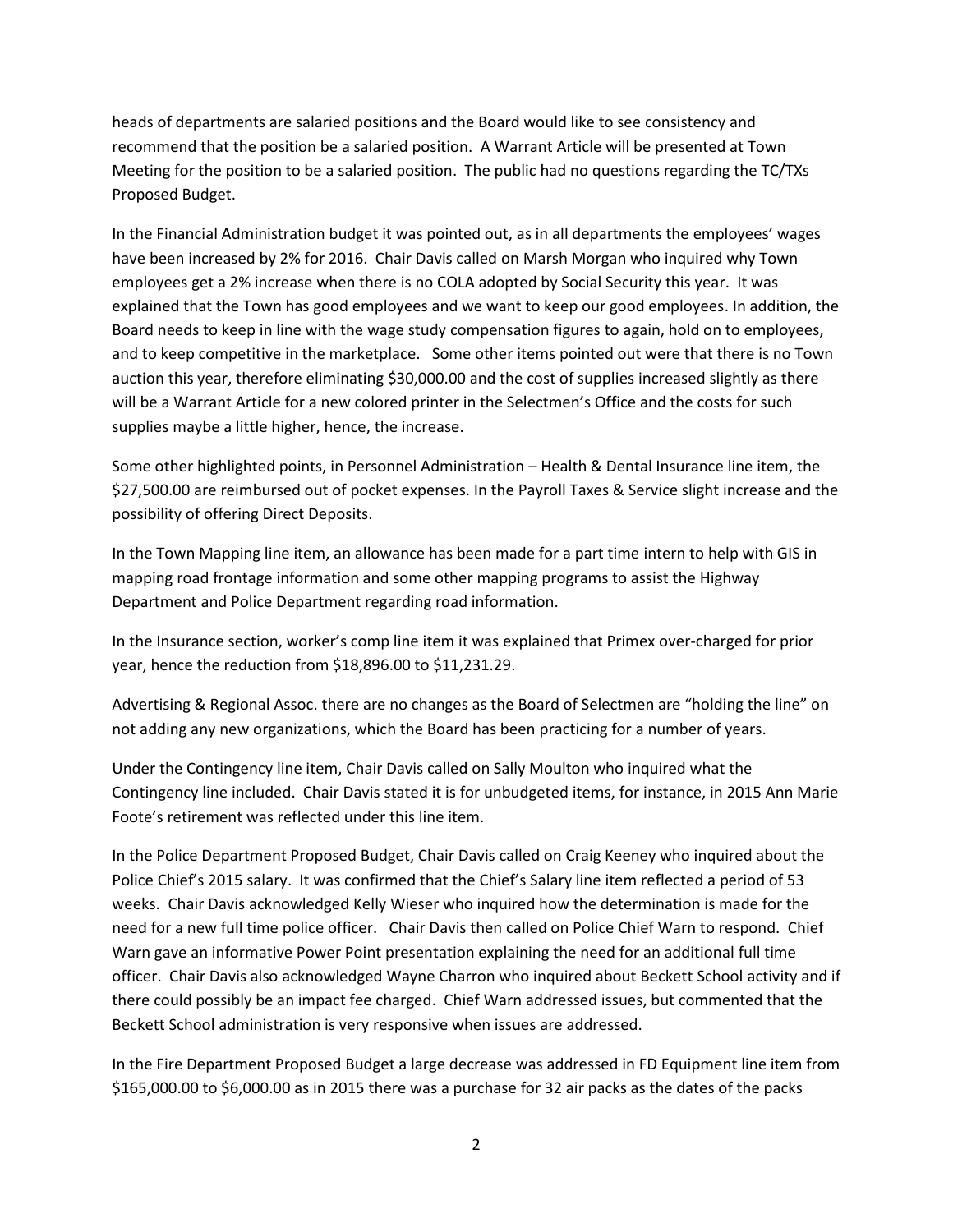heads of departments are salaried positions and the Board would like to see consistency and recommend that the position be a salaried position. A Warrant Article will be presented at Town Meeting for the position to be a salaried position. The public had no questions regarding the TC/TXs Proposed Budget.

In the Financial Administration budget it was pointed out, as in all departments the employees' wages have been increased by 2% for 2016. Chair Davis called on Marsh Morgan who inquired why Town employees get a 2% increase when there is no COLA adopted by Social Security this year. It was explained that the Town has good employees and we want to keep our good employees. In addition, the Board needs to keep in line with the wage study compensation figures to again, hold on to employees, and to keep competitive in the marketplace. Some other items pointed out were that there is no Town auction this year, therefore eliminating $30,000.00 and the cost of supplies increased slightly as there will be a Warrant Article for a new colored printer in the Selectmen's Office and the costs for such supplies maybe a little higher, hence, the increase.

Some other highlighted points, in Personnel Administration – Health & Dental Insurance line item, the $27,500.00 are reimbursed out of pocket expenses. In the Payroll Taxes & Service slight increase and the possibility of offering Direct Deposits.

In the Town Mapping line item, an allowance has been made for a part time intern to help with GIS in mapping road frontage information and some other mapping programs to assist the Highway Department and Police Department regarding road information.

In the Insurance section, worker's comp line item it was explained that Primex over-charged for prior year, hence the reduction from $18,896.00 to $11,231.29.

Advertising & Regional Assoc. there are no changes as the Board of Selectmen are "holding the line" on not adding any new organizations, which the Board has been practicing for a number of years.

Under the Contingency line item, Chair Davis called on Sally Moulton who inquired what the Contingency line included. Chair Davis stated it is for unbudgeted items, for instance, in 2015 Ann Marie Foote's retirement was reflected under this line item.

In the Police Department Proposed Budget, Chair Davis called on Craig Keeney who inquired about the Police Chief's 2015 salary. It was confirmed that the Chief's Salary line item reflected a period of 53 weeks. Chair Davis acknowledged Kelly Wieser who inquired how the determination is made for the need for a new full time police officer. Chair Davis then called on Police Chief Warn to respond. Chief Warn gave an informative Power Point presentation explaining the need for an additional full time officer. Chair Davis also acknowledged Wayne Charron who inquired about Beckett School activity and if there could possibly be an impact fee charged. Chief Warn addressed issues, but commented that the Beckett School administration is very responsive when issues are addressed.

In the Fire Department Proposed Budget a large decrease was addressed in FD Equipment line item from $165,000.00 to $6,000.00 as in 2015 there was a purchase for 32 air packs as the dates of the packs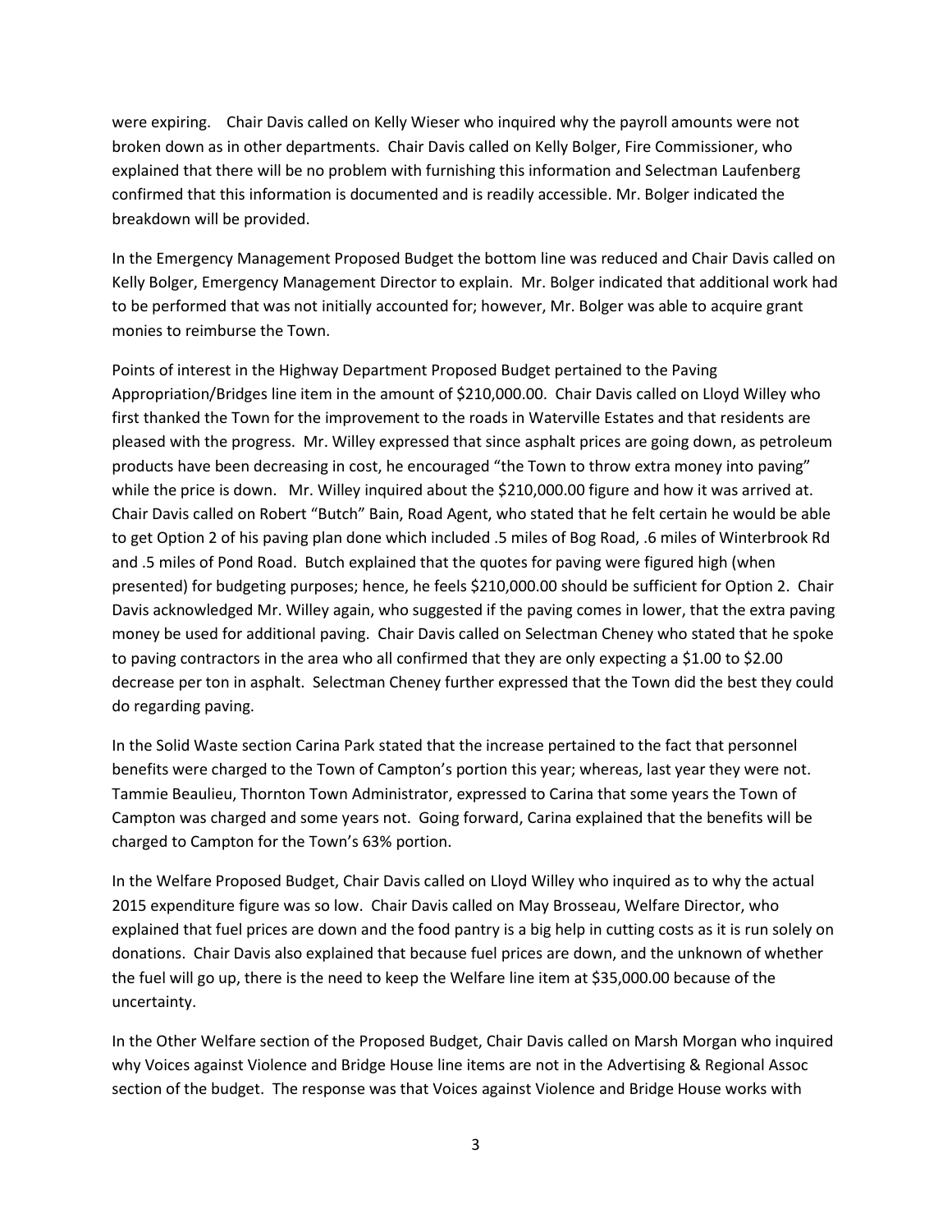were expiring. Chair Davis called on Kelly Wieser who inquired why the payroll amounts were not broken down as in other departments. Chair Davis called on Kelly Bolger, Fire Commissioner, who explained that there will be no problem with furnishing this information and Selectman Laufenberg confirmed that this information is documented and is readily accessible. Mr. Bolger indicated the breakdown will be provided.

In the Emergency Management Proposed Budget the bottom line was reduced and Chair Davis called on Kelly Bolger, Emergency Management Director to explain. Mr. Bolger indicated that additional work had to be performed that was not initially accounted for; however, Mr. Bolger was able to acquire grant monies to reimburse the Town.

Points of interest in the Highway Department Proposed Budget pertained to the Paving Appropriation/Bridges line item in the amount of $210,000.00. Chair Davis called on Lloyd Willey who first thanked the Town for the improvement to the roads in Waterville Estates and that residents are pleased with the progress. Mr. Willey expressed that since asphalt prices are going down, as petroleum products have been decreasing in cost, he encouraged "the Town to throw extra money into paving" while the price is down. Mr. Willey inquired about the $210,000.00 figure and how it was arrived at. Chair Davis called on Robert "Butch" Bain, Road Agent, who stated that he felt certain he would be able to get Option 2 of his paving plan done which included .5 miles of Bog Road, .6 miles of Winterbrook Rd and .5 miles of Pond Road. Butch explained that the quotes for paving were figured high (when presented) for budgeting purposes; hence, he feels $210,000.00 should be sufficient for Option 2. Chair Davis acknowledged Mr. Willey again, who suggested if the paving comes in lower, that the extra paving money be used for additional paving. Chair Davis called on Selectman Cheney who stated that he spoke to paving contractors in the area who all confirmed that they are only expecting a $1.00 to $2.00 decrease per ton in asphalt. Selectman Cheney further expressed that the Town did the best they could do regarding paving.

In the Solid Waste section Carina Park stated that the increase pertained to the fact that personnel benefits were charged to the Town of Campton's portion this year; whereas, last year they were not. Tammie Beaulieu, Thornton Town Administrator, expressed to Carina that some years the Town of Campton was charged and some years not. Going forward, Carina explained that the benefits will be charged to Campton for the Town's 63% portion.

In the Welfare Proposed Budget, Chair Davis called on Lloyd Willey who inquired as to why the actual 2015 expenditure figure was so low. Chair Davis called on May Brosseau, Welfare Director, who explained that fuel prices are down and the food pantry is a big help in cutting costs as it is run solely on donations. Chair Davis also explained that because fuel prices are down, and the unknown of whether the fuel will go up, there is the need to keep the Welfare line item at $35,000.00 because of the uncertainty.

In the Other Welfare section of the Proposed Budget, Chair Davis called on Marsh Morgan who inquired why Voices against Violence and Bridge House line items are not in the Advertising & Regional Assoc section of the budget. The response was that Voices against Violence and Bridge House works with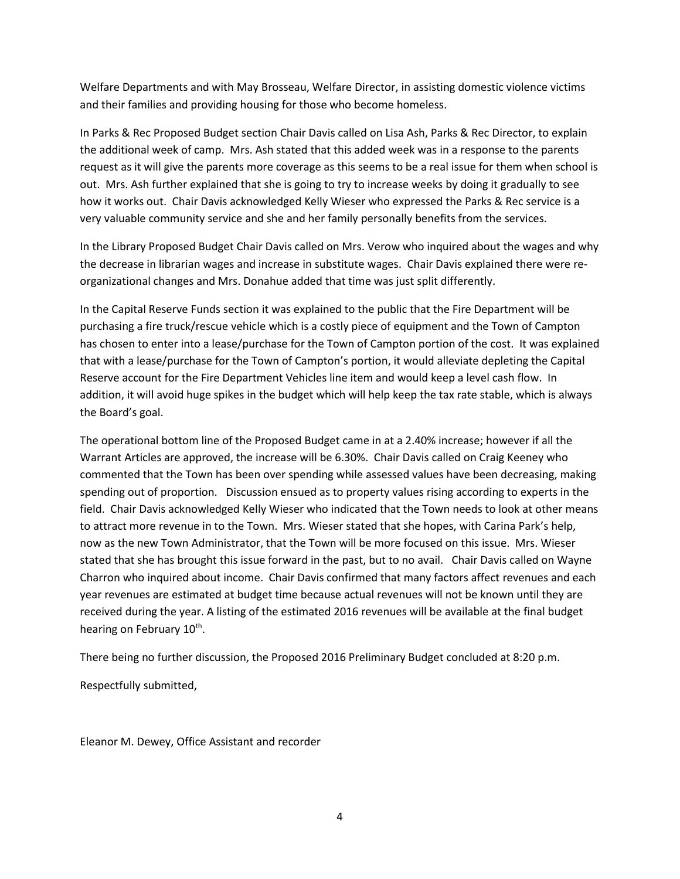Welfare Departments and with May Brosseau, Welfare Director, in assisting domestic violence victims and their families and providing housing for those who become homeless.

In Parks & Rec Proposed Budget section Chair Davis called on Lisa Ash, Parks & Rec Director, to explain the additional week of camp. Mrs. Ash stated that this added week was in a response to the parents request as it will give the parents more coverage as this seems to be a real issue for them when school is out. Mrs. Ash further explained that she is going to try to increase weeks by doing it gradually to see how it works out. Chair Davis acknowledged Kelly Wieser who expressed the Parks & Rec service is a very valuable community service and she and her family personally benefits from the services.

In the Library Proposed Budget Chair Davis called on Mrs. Verow who inquired about the wages and why the decrease in librarian wages and increase in substitute wages. Chair Davis explained there were re-organizational changes and Mrs. Donahue added that time was just split differently.

In the Capital Reserve Funds section it was explained to the public that the Fire Department will be purchasing a fire truck/rescue vehicle which is a costly piece of equipment and the Town of Campton has chosen to enter into a lease/purchase for the Town of Campton portion of the cost. It was explained that with a lease/purchase for the Town of Campton's portion, it would alleviate depleting the Capital Reserve account for the Fire Department Vehicles line item and would keep a level cash flow. In addition, it will avoid huge spikes in the budget which will help keep the tax rate stable, which is always the Board's goal.

The operational bottom line of the Proposed Budget came in at a 2.40% increase; however if all the Warrant Articles are approved, the increase will be 6.30%. Chair Davis called on Craig Keeney who commented that the Town has been over spending while assessed values have been decreasing, making spending out of proportion. Discussion ensued as to property values rising according to experts in the field. Chair Davis acknowledged Kelly Wieser who indicated that the Town needs to look at other means to attract more revenue in to the Town. Mrs. Wieser stated that she hopes, with Carina Park's help, now as the new Town Administrator, that the Town will be more focused on this issue. Mrs. Wieser stated that she has brought this issue forward in the past, but to no avail. Chair Davis called on Wayne Charron who inquired about income. Chair Davis confirmed that many factors affect revenues and each year revenues are estimated at budget time because actual revenues will not be known until they are received during the year. A listing of the estimated 2016 revenues will be available at the final budget hearing on February 10th.

There being no further discussion, the Proposed 2016 Preliminary Budget concluded at 8:20 p.m.

Respectfully submitted,

Eleanor M. Dewey, Office Assistant and recorder